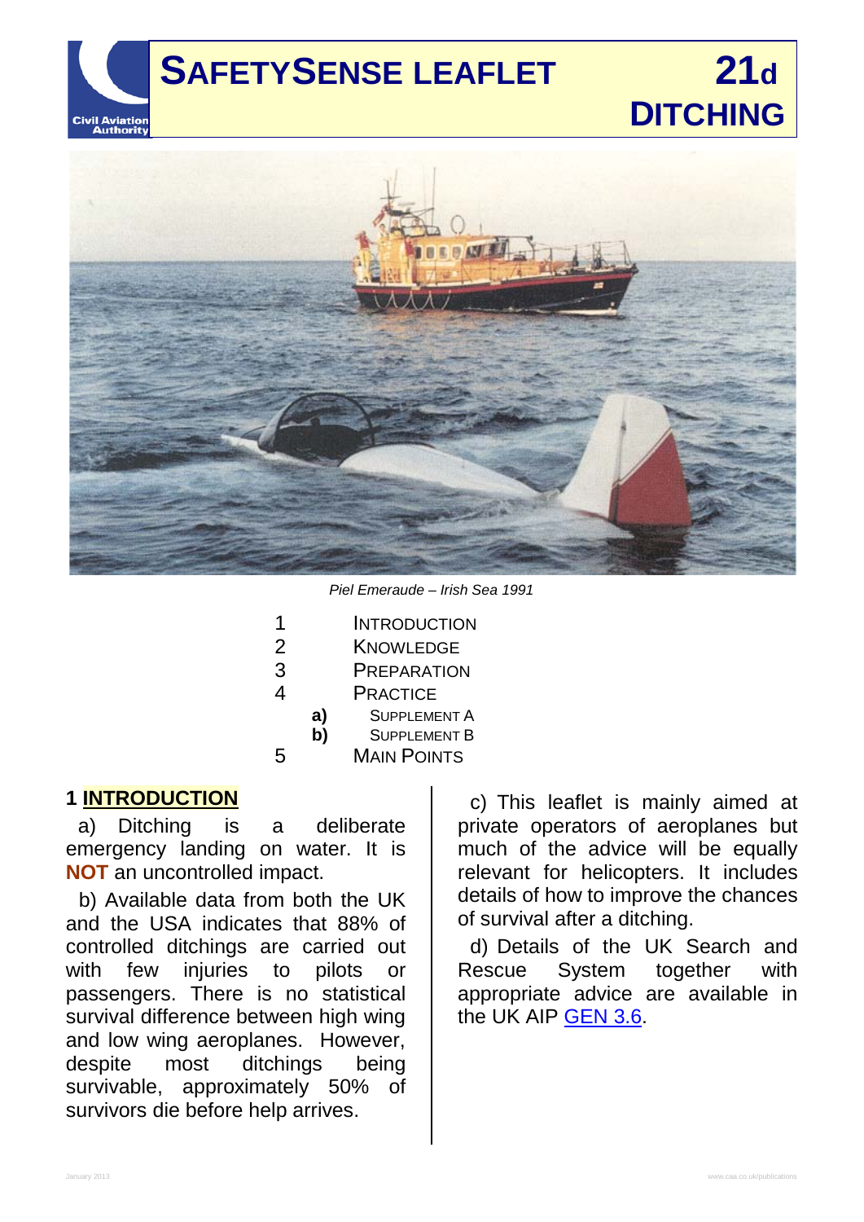# SAFETYSENSE LEAFLET 21d DITCHING

*Piel Emeraude – Irish Sea 1991*

1 INTRODUCTION
2 KNOWLEDGE
3 PREPARATION
4 PRACTICE
  a) SUPPLEMENT A
  b) SUPPLEMENT B
5 MAIN POINTS

## 1 INTRODUCTION

a) Ditching is a deliberate emergency landing on water. It is **NOT** an uncontrolled impact.

b) Available data from both the UK and the USA indicates that 88% of controlled ditchings are carried out with few injuries to pilots or passengers. There is no statistical survival difference between high wing and low wing aeroplanes. However, despite most ditchings being survivable, approximately 50% of survivors die before help arrives.

c) This leaflet is mainly aimed at private operators of aeroplanes but much of the advice will be equally relevant for helicopters. It includes details of how to improve the chances of survival after a ditching.

d) Details of the UK Search and Rescue System together with appropriate advice are available in the UK AIP GEN 3.6.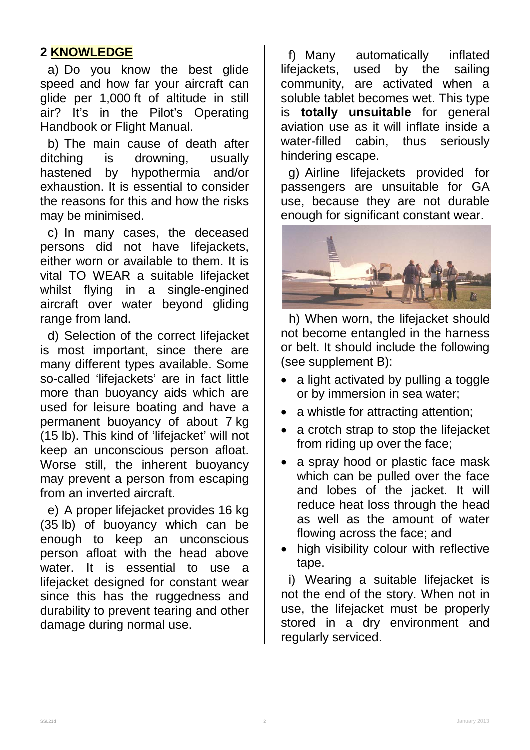## 2 KNOWLEDGE

a) Do you know the best glide speed and how far your aircraft can glide per 1,000 ft of altitude in still air? It's in the Pilot's Operating Handbook or Flight Manual.

b) The main cause of death after ditching is drowning, usually hastened by hypothermia and/or exhaustion. It is essential to consider the reasons for this and how the risks may be minimised.

c) In many cases, the deceased persons did not have lifejackets, either worn or available to them. It is vital TO WEAR a suitable lifejacket whilst flying in a single-engined aircraft over water beyond gliding range from land.

d) Selection of the correct lifejacket is most important, since there are many different types available. Some so-called 'lifejackets' are in fact little more than buoyancy aids which are used for leisure boating and have a permanent buoyancy of about 7 kg (15 lb). This kind of 'lifejacket' will not keep an unconscious person afloat. Worse still, the inherent buoyancy may prevent a person from escaping from an inverted aircraft.

e) A proper lifejacket provides 16 kg (35 lb) of buoyancy which can be enough to keep an unconscious person afloat with the head above water. It is essential to use a lifejacket designed for constant wear since this has the ruggedness and durability to prevent tearing and other damage during normal use.

f) Many automatically inflated lifejackets, used by the sailing community, are activated when a soluble tablet becomes wet. This type is **totally unsuitable** for general aviation use as it will inflate inside a water-filled cabin, thus seriously hindering escape.

g) Airline lifejackets provided for passengers are unsuitable for GA use, because they are not durable enough for significant constant wear.

h) When worn, the lifejacket should not become entangled in the harness or belt. It should include the following (see supplement B):

- a light activated by pulling a toggle or by immersion in sea water;
- a whistle for attracting attention;
- a crotch strap to stop the lifejacket from riding up over the face;
- a spray hood or plastic face mask which can be pulled over the face and lobes of the jacket. It will reduce heat loss through the head as well as the amount of water flowing across the face; and
- high visibility colour with reflective tape.

i) Wearing a suitable lifejacket is not the end of the story. When not in use, the lifejacket must be properly stored in a dry environment and regularly serviced.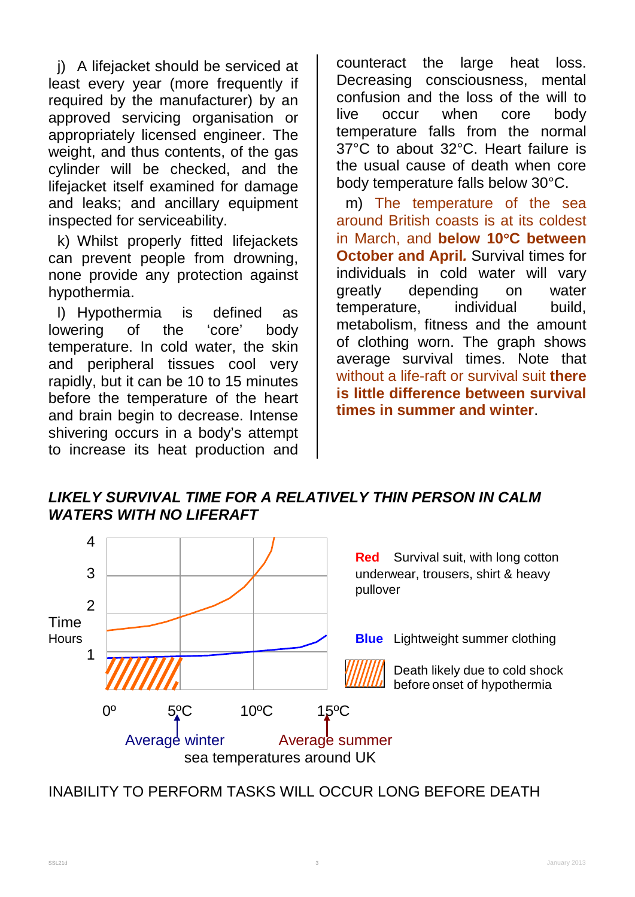j) A lifejacket should be serviced at least every year (more frequently if required by the manufacturer) by an approved servicing organisation or appropriately licensed engineer. The weight, and thus contents, of the gas cylinder will be checked, and the lifejacket itself examined for damage and leaks; and ancillary equipment inspected for serviceability.

k) Whilst properly fitted lifejackets can prevent people from drowning, none provide any protection against hypothermia.

l) Hypothermia is defined as lowering of the 'core' body temperature. In cold water, the skin and peripheral tissues cool very rapidly, but it can be 10 to 15 minutes before the temperature of the heart and brain begin to decrease. Intense shivering occurs in a body's attempt to increase its heat production and counteract the large heat loss. Decreasing consciousness, mental confusion and the loss of the will to live occur when core body temperature falls from the normal 37°C to about 32°C. Heart failure is the usual cause of death when core body temperature falls below 30°C.

m) The temperature of the sea around British coasts is at its coldest in March, and **below 10°C between October and April.** Survival times for individuals in cold water will vary greatly depending on water temperature, individual build, metabolism, fitness and the amount of clothing worn. The graph shows average survival times. Note that without a life-raft or survival suit **there is little difference between survival times in summer and winter**.

***LIKELY SURVIVAL TIME FOR A RELATIVELY THIN PERSON IN CALM WATERS WITH NO LIFERAFT***

Time Hours: 1, 2, 3, 4

0º, 5ºC, 10ºC, 15ºC

Average winter — Average summer — sea temperatures around UK

**Red** Survival suit, with long cotton underwear, trousers, shirt & heavy pullover

**Blue** Lightweight summer clothing

Death likely due to cold shock before onset of hypothermia

INABILITY TO PERFORM TASKS WILL OCCUR LONG BEFORE DEATH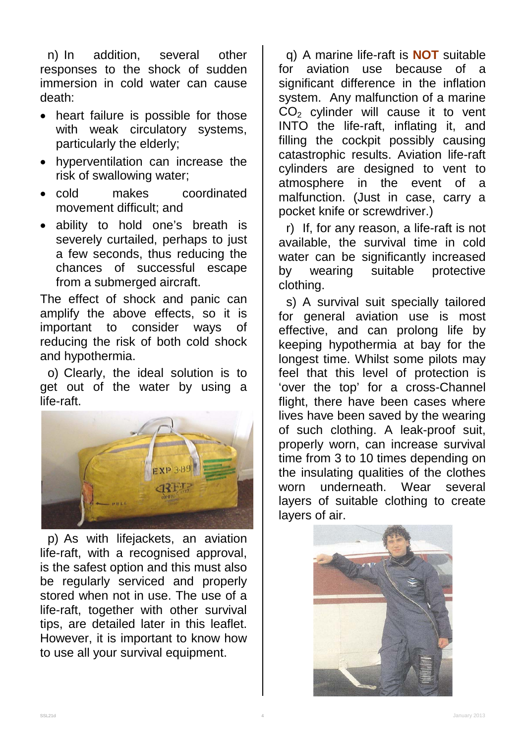n) In addition, several other responses to the shock of sudden immersion in cold water can cause death:

- heart failure is possible for those with weak circulatory systems, particularly the elderly;
- hyperventilation can increase the risk of swallowing water;
- cold makes coordinated movement difficult; and
- ability to hold one's breath is severely curtailed, perhaps to just a few seconds, thus reducing the chances of successful escape from a submerged aircraft.

The effect of shock and panic can amplify the above effects, so it is important to consider ways of reducing the risk of both cold shock and hypothermia.

o) Clearly, the ideal solution is to get out of the water by using a life-raft.

p) As with lifejackets, an aviation life-raft, with a recognised approval, is the safest option and this must also be regularly serviced and properly stored when not in use. The use of a life-raft, together with other survival tips, are detailed later in this leaflet. However, it is important to know how to use all your survival equipment.

q) A marine life-raft is **NOT** suitable for aviation use because of a significant difference in the inflation system. Any malfunction of a marine $CO_2$ cylinder will cause it to vent INTO the life-raft, inflating it, and filling the cockpit possibly causing catastrophic results. Aviation life-raft cylinders are designed to vent to atmosphere in the event of a malfunction. (Just in case, carry a pocket knife or screwdriver.)

r) If, for any reason, a life-raft is not available, the survival time in cold water can be significantly increased by wearing suitable protective clothing.

s) A survival suit specially tailored for general aviation use is most effective, and can prolong life by keeping hypothermia at bay for the longest time. Whilst some pilots may feel that this level of protection is 'over the top' for a cross-Channel flight, there have been cases where lives have been saved by the wearing of such clothing. A leak-proof suit, properly worn, can increase survival time from 3 to 10 times depending on the insulating qualities of the clothes worn underneath. Wear several layers of suitable clothing to create layers of air.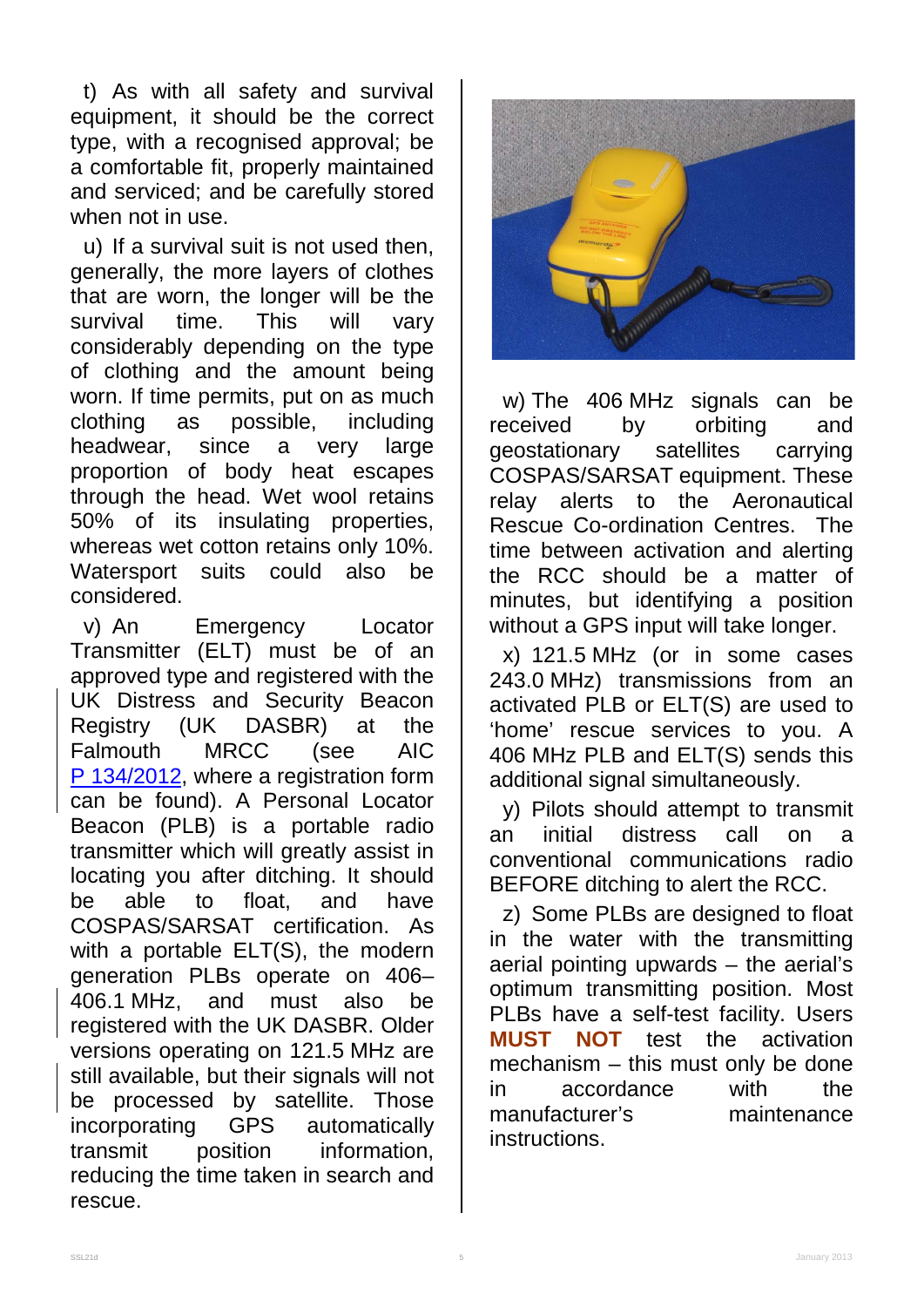t) As with all safety and survival equipment, it should be the correct type, with a recognised approval; be a comfortable fit, properly maintained and serviced; and be carefully stored when not in use.

u) If a survival suit is not used then, generally, the more layers of clothes that are worn, the longer will be the survival time. This will vary considerably depending on the type of clothing and the amount being worn. If time permits, put on as much clothing as possible, including headwear, since a very large proportion of body heat escapes through the head. Wet wool retains 50% of its insulating properties, whereas wet cotton retains only 10%. Watersport suits could also be considered.

v) An Emergency Locator Transmitter (ELT) must be of an approved type and registered with the UK Distress and Security Beacon Registry (UK DASBR) at the Falmouth MRCC (see AIC P 134/2012, where a registration form can be found). A Personal Locator Beacon (PLB) is a portable radio transmitter which will greatly assist in locating you after ditching. It should be able to float, and have COSPAS/SARSAT certification. As with a portable ELT(S), the modern generation PLBs operate on 406–406.1 MHz, and must also be registered with the UK DASBR. Older versions operating on 121.5 MHz are still available, but their signals will not be processed by satellite. Those incorporating GPS automatically transmit position information, reducing the time taken in search and rescue.

w) The 406 MHz signals can be received by orbiting and geostationary satellites carrying COSPAS/SARSAT equipment. These relay alerts to the Aeronautical Rescue Co-ordination Centres. The time between activation and alerting the RCC should be a matter of minutes, but identifying a position without a GPS input will take longer.

x) 121.5 MHz (or in some cases 243.0 MHz) transmissions from an activated PLB or ELT(S) are used to 'home' rescue services to you. A 406 MHz PLB and ELT(S) sends this additional signal simultaneously.

y) Pilots should attempt to transmit an initial distress call on a conventional communications radio BEFORE ditching to alert the RCC.

z) Some PLBs are designed to float in the water with the transmitting aerial pointing upwards – the aerial's optimum transmitting position. Most PLBs have a self-test facility. Users **MUST NOT** test the activation mechanism – this must only be done in accordance with the manufacturer's maintenance instructions.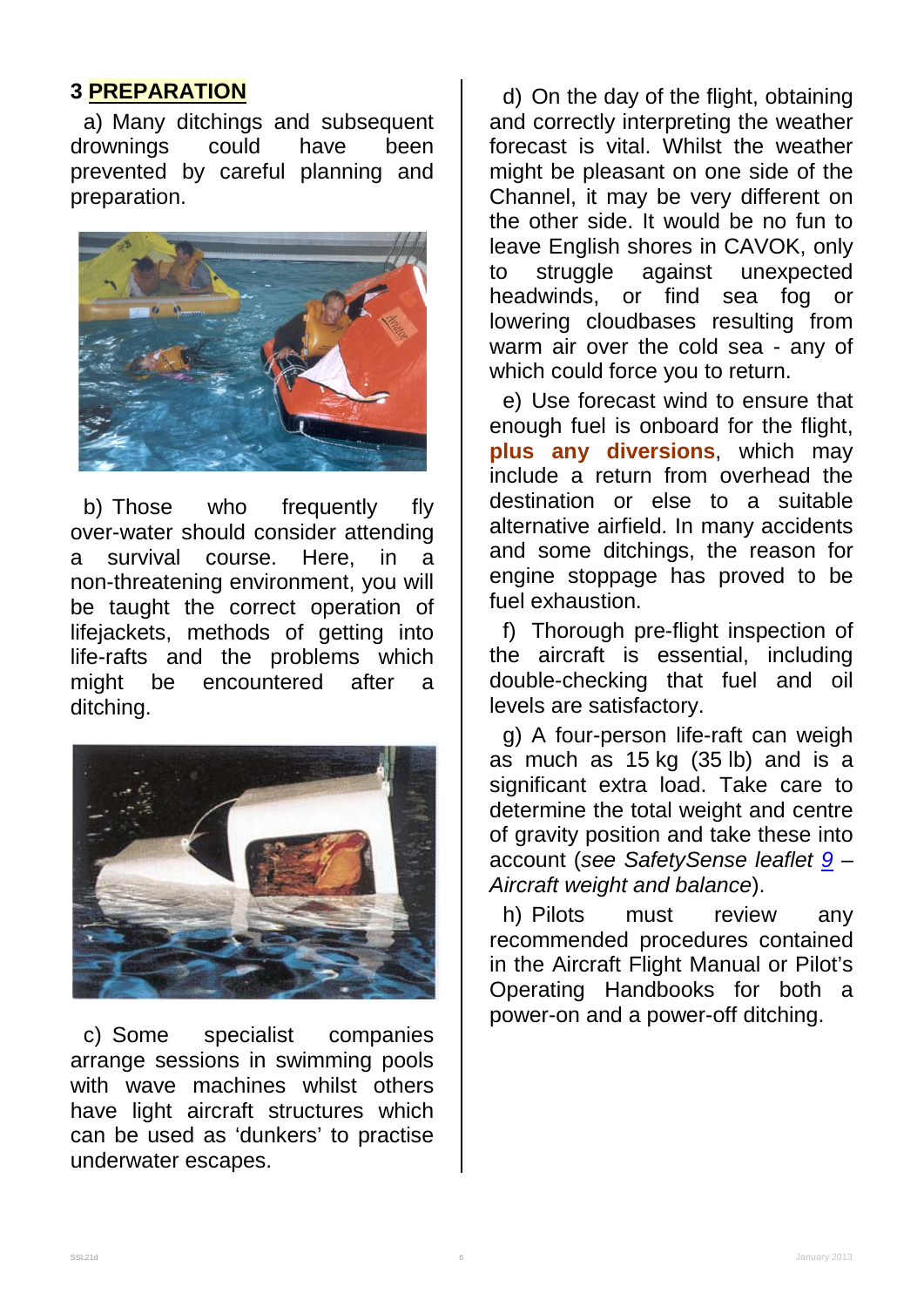## 3 PREPARATION

a) Many ditchings and subsequent drownings could have been prevented by careful planning and preparation.

b) Those who frequently fly over-water should consider attending a survival course. Here, in a non-threatening environment, you will be taught the correct operation of lifejackets, methods of getting into life-rafts and the problems which might be encountered after a ditching.

c) Some specialist companies arrange sessions in swimming pools with wave machines whilst others have light aircraft structures which can be used as 'dunkers' to practise underwater escapes.

d) On the day of the flight, obtaining and correctly interpreting the weather forecast is vital. Whilst the weather might be pleasant on one side of the Channel, it may be very different on the other side. It would be no fun to leave English shores in CAVOK, only to struggle against unexpected headwinds, or find sea fog or lowering cloudbases resulting from warm air over the cold sea - any of which could force you to return.

e) Use forecast wind to ensure that enough fuel is onboard for the flight, **plus any diversions**, which may include a return from overhead the destination or else to a suitable alternative airfield. In many accidents and some ditchings, the reason for engine stoppage has proved to be fuel exhaustion.

f) Thorough pre-flight inspection of the aircraft is essential, including double-checking that fuel and oil levels are satisfactory.

g) A four-person life-raft can weigh as much as 15 kg (35 lb) and is a significant extra load. Take care to determine the total weight and centre of gravity position and take these into account (*see SafetySense leaflet 9 – Aircraft weight and balance*).

h) Pilots must review any recommended procedures contained in the Aircraft Flight Manual or Pilot's Operating Handbooks for both a power-on and a power-off ditching.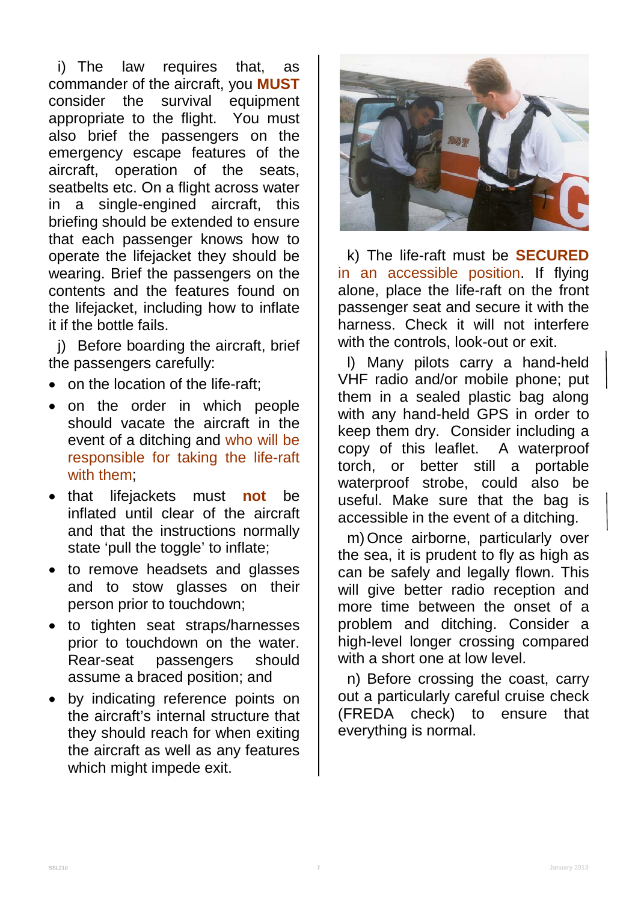i) The law requires that, as commander of the aircraft, you **MUST** consider the survival equipment appropriate to the flight. You must also brief the passengers on the emergency escape features of the aircraft, operation of the seats, seatbelts etc. On a flight across water in a single-engined aircraft, this briefing should be extended to ensure that each passenger knows how to operate the lifejacket they should be wearing. Brief the passengers on the contents and the features found on the lifejacket, including how to inflate it if the bottle fails.

j) Before boarding the aircraft, brief the passengers carefully:

- on the location of the life-raft;
- on the order in which people should vacate the aircraft in the event of a ditching and who will be responsible for taking the life-raft with them;
- that lifejackets must **not** be inflated until clear of the aircraft and that the instructions normally state 'pull the toggle' to inflate;
- to remove headsets and glasses and to stow glasses on their person prior to touchdown;
- to tighten seat straps/harnesses prior to touchdown on the water. Rear-seat passengers should assume a braced position; and
- by indicating reference points on the aircraft's internal structure that they should reach for when exiting the aircraft as well as any features which might impede exit.

k) The life-raft must be **SECURED** in an accessible position. If flying alone, place the life-raft on the front passenger seat and secure it with the harness. Check it will not interfere with the controls, look-out or exit.

l) Many pilots carry a hand-held VHF radio and/or mobile phone; put them in a sealed plastic bag along with any hand-held GPS in order to keep them dry. Consider including a copy of this leaflet. A waterproof torch, or better still a portable waterproof strobe, could also be useful. Make sure that the bag is accessible in the event of a ditching.

m) Once airborne, particularly over the sea, it is prudent to fly as high as can be safely and legally flown. This will give better radio reception and more time between the onset of a problem and ditching. Consider a high-level longer crossing compared with a short one at low level.

n) Before crossing the coast, carry out a particularly careful cruise check (FREDA check) to ensure that everything is normal.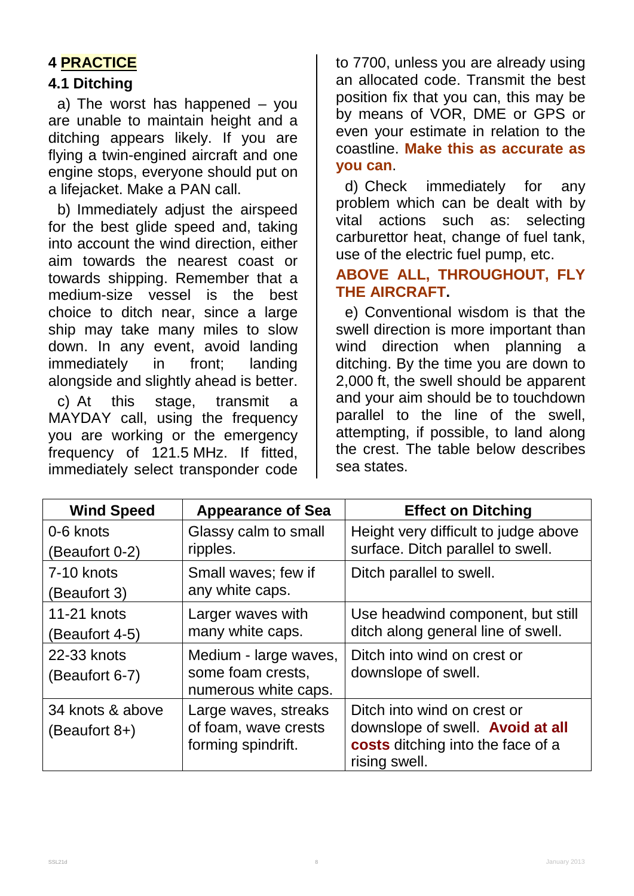## 4 PRACTICE

### 4.1 Ditching

a) The worst has happened – you are unable to maintain height and a ditching appears likely. If you are flying a twin-engined aircraft and one engine stops, everyone should put on a lifejacket. Make a PAN call.

b) Immediately adjust the airspeed for the best glide speed and, taking into account the wind direction, either aim towards the nearest coast or towards shipping. Remember that a medium-size vessel is the best choice to ditch near, since a large ship may take many miles to slow down. In any event, avoid landing immediately in front; landing alongside and slightly ahead is better.

c) At this stage, transmit a MAYDAY call, using the frequency you are working or the emergency frequency of 121.5 MHz. If fitted, immediately select transponder code to 7700, unless you are already using an allocated code. Transmit the best position fix that you can, this may be by means of VOR, DME or GPS or even your estimate in relation to the coastline. **Make this as accurate as you can**.

d) Check immediately for any problem which can be dealt with by vital actions such as: selecting carburettor heat, change of fuel tank, use of the electric fuel pump, etc.

**ABOVE ALL, THROUGHOUT, FLY THE AIRCRAFT.**

e) Conventional wisdom is that the swell direction is more important than wind direction when planning a ditching. By the time you are down to 2,000 ft, the swell should be apparent and your aim should be to touchdown parallel to the line of the swell, attempting, if possible, to land along the crest. The table below describes sea states.

| Wind Speed | Appearance of Sea | Effect on Ditching |
|---|---|---|
| 0-6 knots (Beaufort 0-2) | Glassy calm to small ripples. | Height very difficult to judge above surface. Ditch parallel to swell. |
| 7-10 knots (Beaufort 3) | Small waves; few if any white caps. | Ditch parallel to swell. |
| 11-21 knots (Beaufort 4-5) | Larger waves with many white caps. | Use headwind component, but still ditch along general line of swell. |
| 22-33 knots (Beaufort 6-7) | Medium - large waves, some foam crests, numerous white caps. | Ditch into wind on crest or downslope of swell. |
| 34 knots & above (Beaufort 8+) | Large waves, streaks of foam, wave crests forming spindrift. | Ditch into wind on crest or downslope of swell. **Avoid at all costs** ditching into the face of a rising swell. |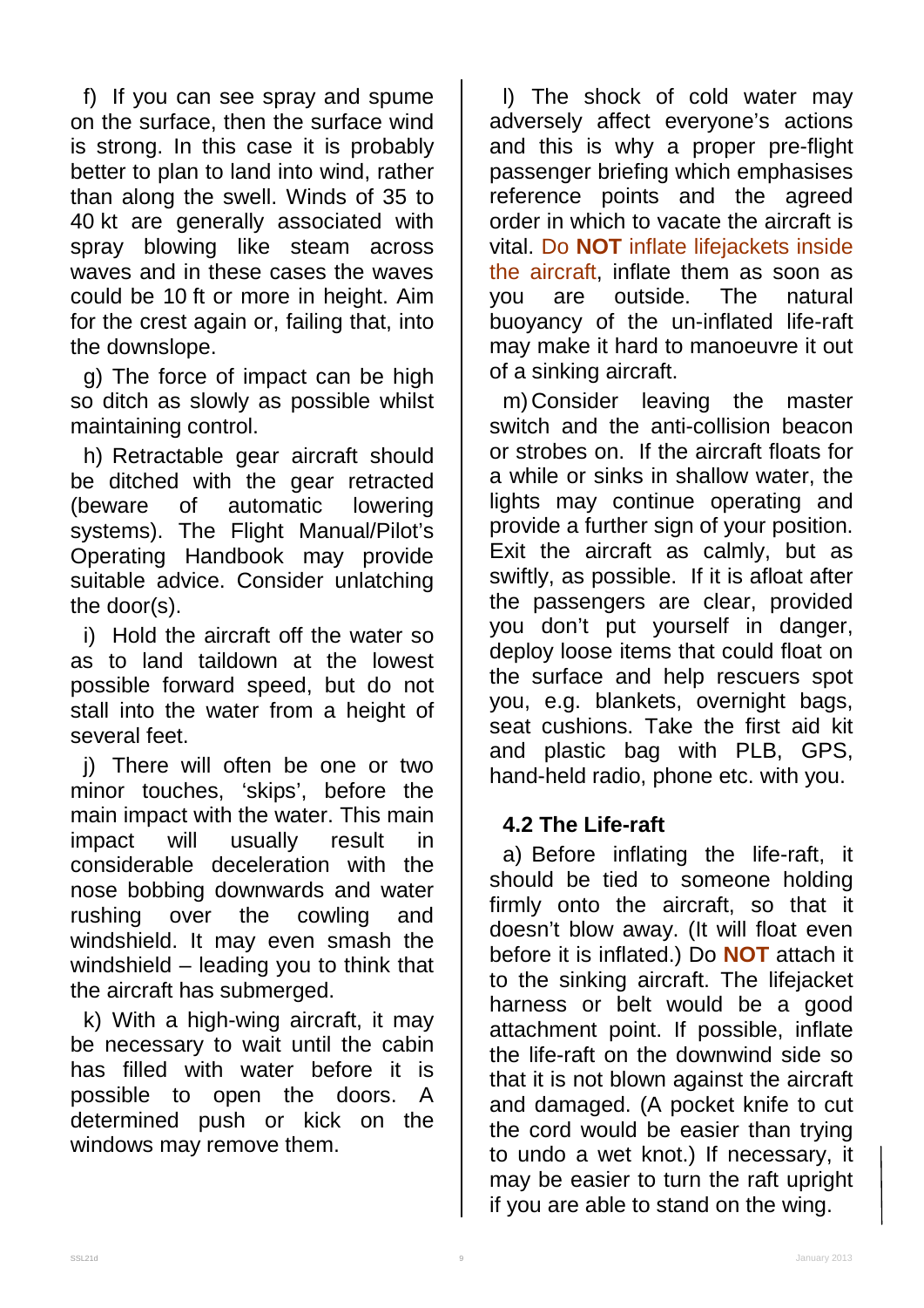f) If you can see spray and spume on the surface, then the surface wind is strong. In this case it is probably better to plan to land into wind, rather than along the swell. Winds of 35 to 40 kt are generally associated with spray blowing like steam across waves and in these cases the waves could be 10 ft or more in height. Aim for the crest again or, failing that, into the downslope.

g) The force of impact can be high so ditch as slowly as possible whilst maintaining control.

h) Retractable gear aircraft should be ditched with the gear retracted (beware of automatic lowering systems). The Flight Manual/Pilot's Operating Handbook may provide suitable advice. Consider unlatching the door(s).

i) Hold the aircraft off the water so as to land taildown at the lowest possible forward speed, but do not stall into the water from a height of several feet.

j) There will often be one or two minor touches, 'skips', before the main impact with the water. This main impact will usually result in considerable deceleration with the nose bobbing downwards and water rushing over the cowling and windshield. It may even smash the windshield – leading you to think that the aircraft has submerged.

k) With a high-wing aircraft, it may be necessary to wait until the cabin has filled with water before it is possible to open the doors. A determined push or kick on the windows may remove them.

l) The shock of cold water may adversely affect everyone's actions and this is why a proper pre-flight passenger briefing which emphasises reference points and the agreed order in which to vacate the aircraft is vital. Do **NOT** inflate lifejackets inside the aircraft, inflate them as soon as you are outside. The natural buoyancy of the un-inflated life-raft may make it hard to manoeuvre it out of a sinking aircraft.

m) Consider leaving the master switch and the anti-collision beacon or strobes on. If the aircraft floats for a while or sinks in shallow water, the lights may continue operating and provide a further sign of your position. Exit the aircraft as calmly, but as swiftly, as possible. If it is afloat after the passengers are clear, provided you don't put yourself in danger, deploy loose items that could float on the surface and help rescuers spot you, e.g. blankets, overnight bags, seat cushions. Take the first aid kit and plastic bag with PLB, GPS, hand-held radio, phone etc. with you.

### 4.2 The Life-raft

a) Before inflating the life-raft, it should be tied to someone holding firmly onto the aircraft, so that it doesn't blow away. (It will float even before it is inflated.) Do **NOT** attach it to the sinking aircraft. The lifejacket harness or belt would be a good attachment point. If possible, inflate the life-raft on the downwind side so that it is not blown against the aircraft and damaged. (A pocket knife to cut the cord would be easier than trying to undo a wet knot.) If necessary, it may be easier to turn the raft upright if you are able to stand on the wing.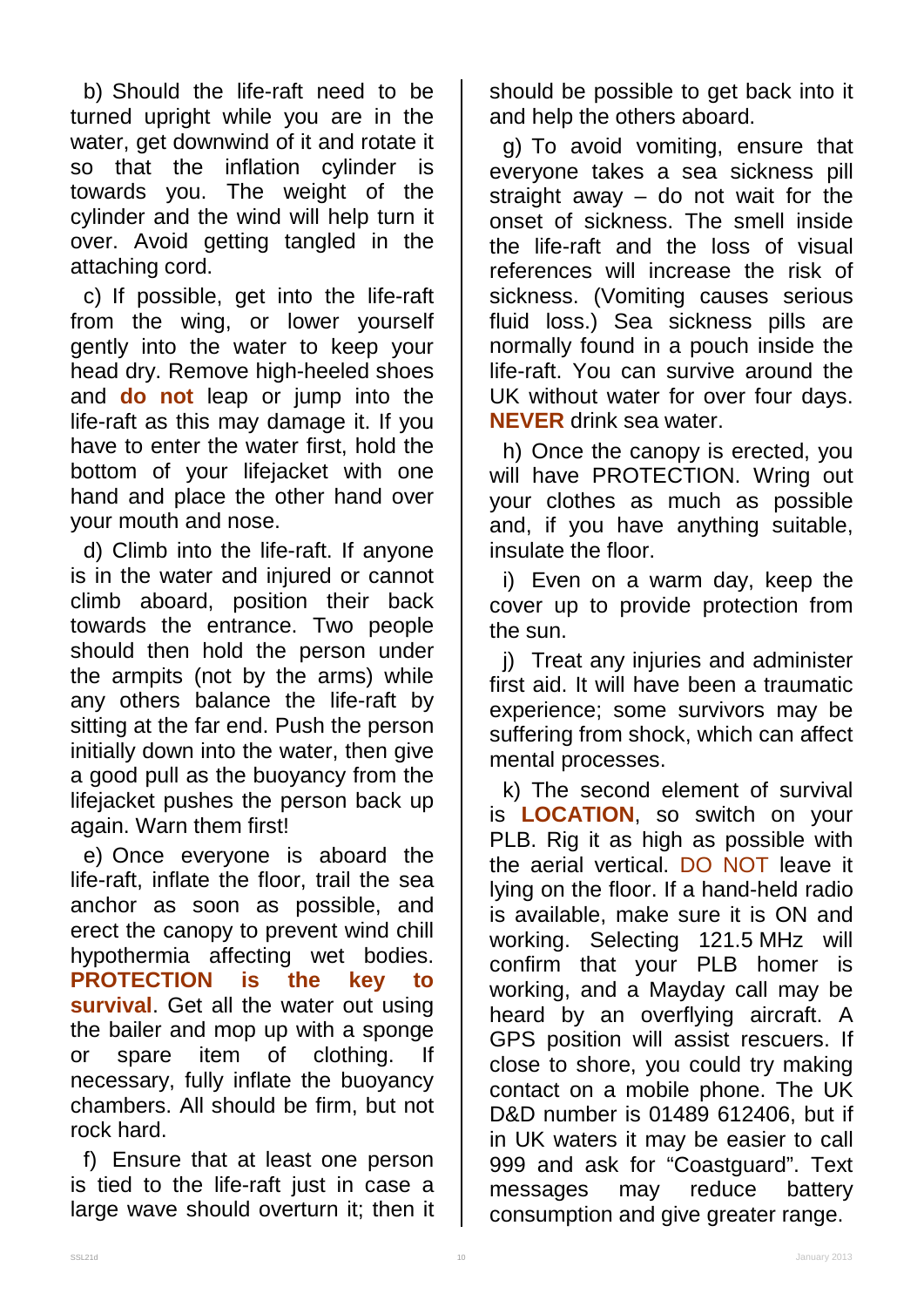b) Should the life-raft need to be turned upright while you are in the water, get downwind of it and rotate it so that the inflation cylinder is towards you. The weight of the cylinder and the wind will help turn it over. Avoid getting tangled in the attaching cord.

c) If possible, get into the life-raft from the wing, or lower yourself gently into the water to keep your head dry. Remove high-heeled shoes and **do not** leap or jump into the life-raft as this may damage it. If you have to enter the water first, hold the bottom of your lifejacket with one hand and place the other hand over your mouth and nose.

d) Climb into the life-raft. If anyone is in the water and injured or cannot climb aboard, position their back towards the entrance. Two people should then hold the person under the armpits (not by the arms) while any others balance the life-raft by sitting at the far end. Push the person initially down into the water, then give a good pull as the buoyancy from the lifejacket pushes the person back up again. Warn them first!

e) Once everyone is aboard the life-raft, inflate the floor, trail the sea anchor as soon as possible, and erect the canopy to prevent wind chill hypothermia affecting wet bodies. **PROTECTION is the key to survival**. Get all the water out using the bailer and mop up with a sponge or spare item of clothing. If necessary, fully inflate the buoyancy chambers. All should be firm, but not rock hard.

f) Ensure that at least one person is tied to the life-raft just in case a large wave should overturn it; then it should be possible to get back into it and help the others aboard.

g) To avoid vomiting, ensure that everyone takes a sea sickness pill straight away – do not wait for the onset of sickness. The smell inside the life-raft and the loss of visual references will increase the risk of sickness. (Vomiting causes serious fluid loss.) Sea sickness pills are normally found in a pouch inside the life-raft. You can survive around the UK without water for over four days. **NEVER** drink sea water.

h) Once the canopy is erected, you will have PROTECTION. Wring out your clothes as much as possible and, if you have anything suitable, insulate the floor.

i) Even on a warm day, keep the cover up to provide protection from the sun.

j) Treat any injuries and administer first aid. It will have been a traumatic experience; some survivors may be suffering from shock, which can affect mental processes.

k) The second element of survival is **LOCATION**, so switch on your PLB. Rig it as high as possible with the aerial vertical. DO NOT leave it lying on the floor. If a hand-held radio is available, make sure it is ON and working. Selecting 121.5 MHz will confirm that your PLB homer is working, and a Mayday call may be heard by an overflying aircraft. A GPS position will assist rescuers. If close to shore, you could try making contact on a mobile phone. The UK D&D number is 01489 612406, but if in UK waters it may be easier to call 999 and ask for “Coastguard”. Text messages may reduce battery consumption and give greater range.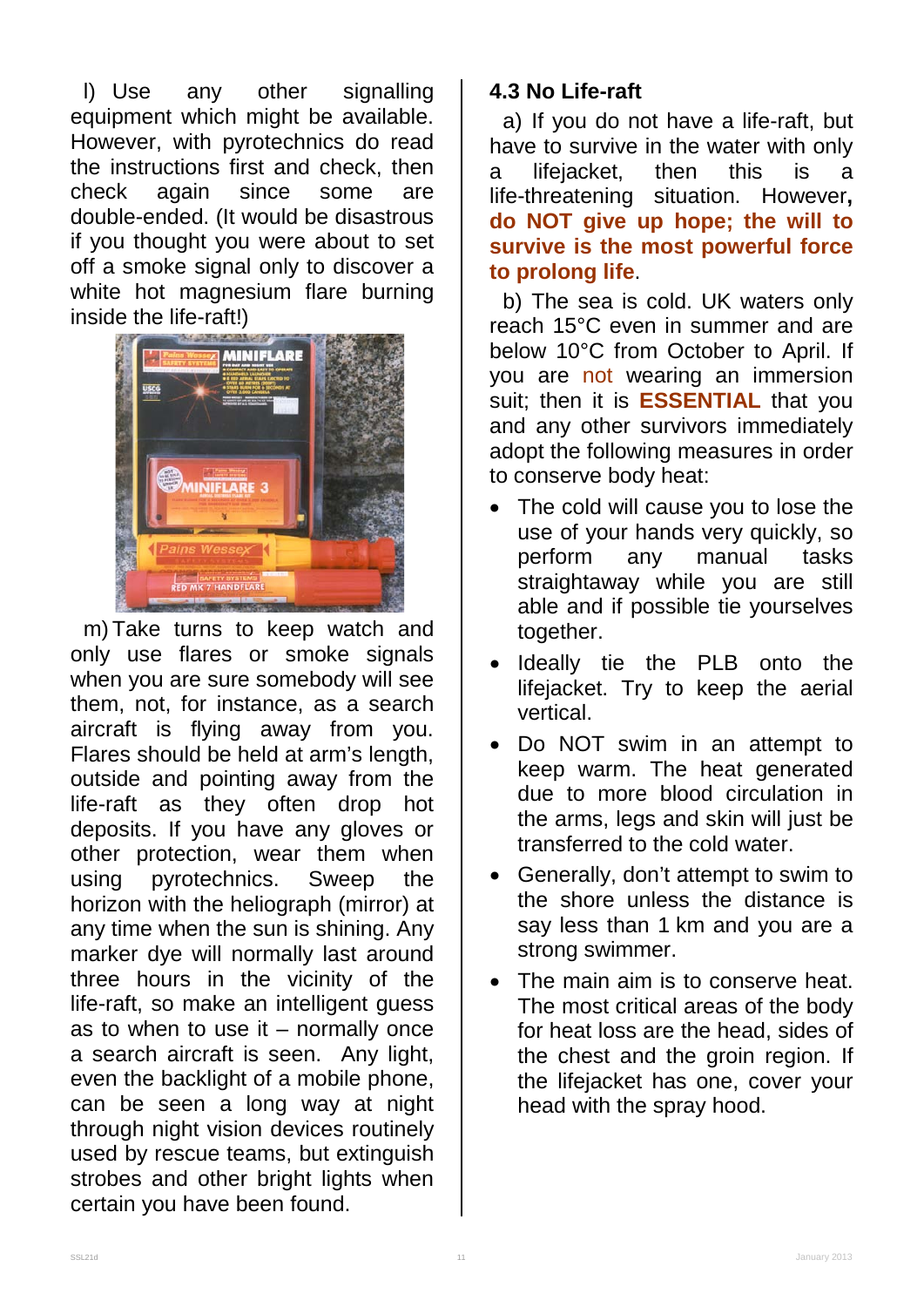l) Use any other signalling equipment which might be available. However, with pyrotechnics do read the instructions first and check, then check again since some are double-ended. (It would be disastrous if you thought you were about to set off a smoke signal only to discover a white hot magnesium flare burning inside the life-raft!)

m) Take turns to keep watch and only use flares or smoke signals when you are sure somebody will see them, not, for instance, as a search aircraft is flying away from you. Flares should be held at arm's length, outside and pointing away from the life-raft as they often drop hot deposits. If you have any gloves or other protection, wear them when using pyrotechnics. Sweep the horizon with the heliograph (mirror) at any time when the sun is shining. Any marker dye will normally last around three hours in the vicinity of the life-raft, so make an intelligent guess as to when to use it – normally once a search aircraft is seen. Any light, even the backlight of a mobile phone, can be seen a long way at night through night vision devices routinely used by rescue teams, but extinguish strobes and other bright lights when certain you have been found.

### 4.3 No Life-raft

a) If you do not have a life-raft, but have to survive in the water with only a lifejacket, then this is a life-threatening situation. However, **do NOT give up hope; the will to survive is the most powerful force to prolong life**.

b) The sea is cold. UK waters only reach 15°C even in summer and are below 10°C from October to April. If you are not wearing an immersion suit; then it is **ESSENTIAL** that you and any other survivors immediately adopt the following measures in order to conserve body heat:

- The cold will cause you to lose the use of your hands very quickly, so perform any manual tasks straightaway while you are still able and if possible tie yourselves together.
- Ideally tie the PLB onto the lifejacket. Try to keep the aerial vertical.
- Do NOT swim in an attempt to keep warm. The heat generated due to more blood circulation in the arms, legs and skin will just be transferred to the cold water.
- Generally, don't attempt to swim to the shore unless the distance is say less than 1 km and you are a strong swimmer.
- The main aim is to conserve heat. The most critical areas of the body for heat loss are the head, sides of the chest and the groin region. If the lifejacket has one, cover your head with the spray hood.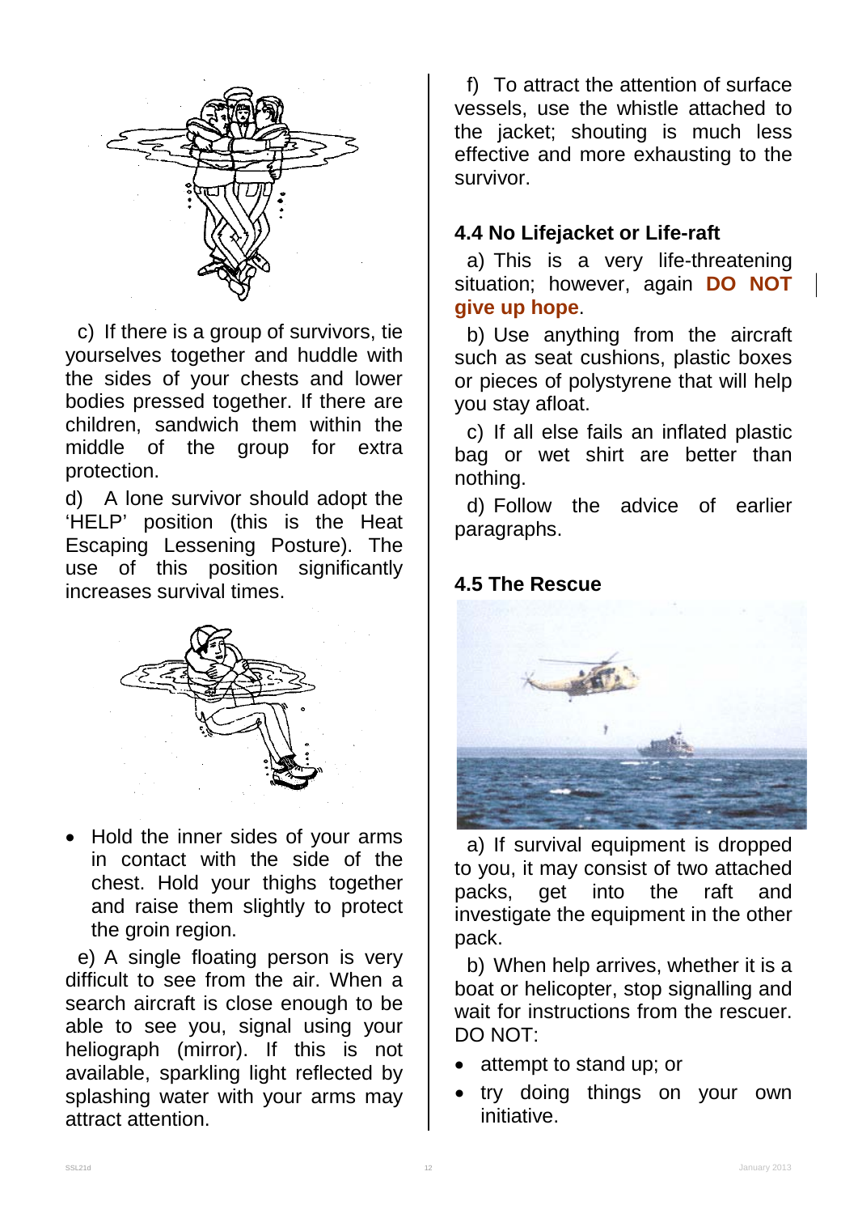c) If there is a group of survivors, tie yourselves together and huddle with the sides of your chests and lower bodies pressed together. If there are children, sandwich them within the middle of the group for extra protection.

d) A lone survivor should adopt the 'HELP' position (this is the Heat Escaping Lessening Posture). The use of this position significantly increases survival times.

- Hold the inner sides of your arms in contact with the side of the chest. Hold your thighs together and raise them slightly to protect the groin region.

e) A single floating person is very difficult to see from the air. When a search aircraft is close enough to be able to see you, signal using your heliograph (mirror). If this is not available, sparkling light reflected by splashing water with your arms may attract attention.

f) To attract the attention of surface vessels, use the whistle attached to the jacket; shouting is much less effective and more exhausting to the survivor.

### 4.4 No Lifejacket or Life-raft

a) This is a very life-threatening situation; however, again **DO NOT give up hope**.

b) Use anything from the aircraft such as seat cushions, plastic boxes or pieces of polystyrene that will help you stay afloat.

c) If all else fails an inflated plastic bag or wet shirt are better than nothing.

d) Follow the advice of earlier paragraphs.

### 4.5 The Rescue

a) If survival equipment is dropped to you, it may consist of two attached packs, get into the raft and investigate the equipment in the other pack.

b) When help arrives, whether it is a boat or helicopter, stop signalling and wait for instructions from the rescuer. DO NOT:

- attempt to stand up; or
- try doing things on your own initiative.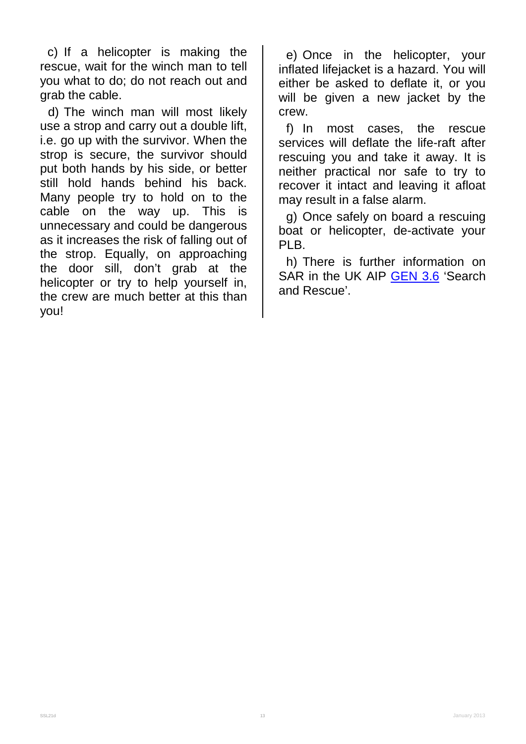c) If a helicopter is making the rescue, wait for the winch man to tell you what to do; do not reach out and grab the cable.

d) The winch man will most likely use a strop and carry out a double lift, i.e. go up with the survivor. When the strop is secure, the survivor should put both hands by his side, or better still hold hands behind his back. Many people try to hold on to the cable on the way up. This is unnecessary and could be dangerous as it increases the risk of falling out of the strop. Equally, on approaching the door sill, don't grab at the helicopter or try to help yourself in, the crew are much better at this than you!

e) Once in the helicopter, your inflated lifejacket is a hazard. You will either be asked to deflate it, or you will be given a new jacket by the crew.

f) In most cases, the rescue services will deflate the life-raft after rescuing you and take it away. It is neither practical nor safe to try to recover it intact and leaving it afloat may result in a false alarm.

g) Once safely on board a rescuing boat or helicopter, de-activate your PLB.

h) There is further information on SAR in the UK AIP GEN 3.6 'Search and Rescue'.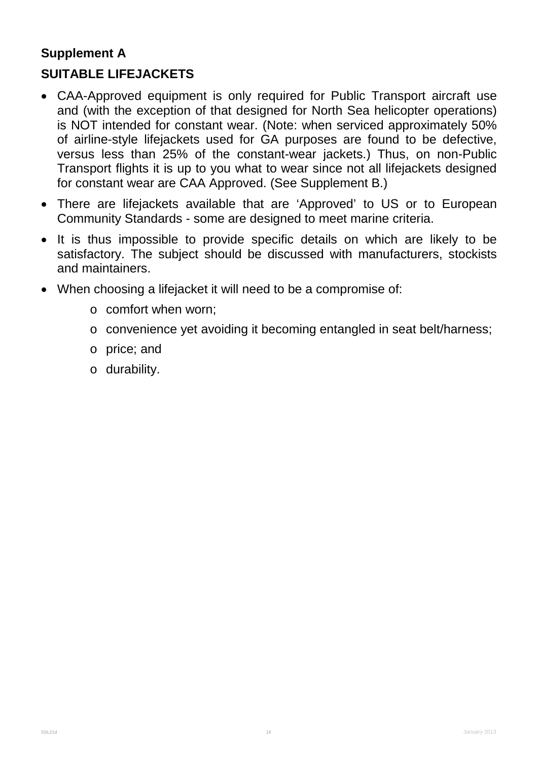## Supplement A

## SUITABLE LIFEJACKETS

- CAA-Approved equipment is only required for Public Transport aircraft use and (with the exception of that designed for North Sea helicopter operations) is NOT intended for constant wear. (Note: when serviced approximately 50% of airline-style lifejackets used for GA purposes are found to be defective, versus less than 25% of the constant-wear jackets.) Thus, on non-Public Transport flights it is up to you what to wear since not all lifejackets designed for constant wear are CAA Approved. (See Supplement B.)
- There are lifejackets available that are 'Approved' to US or to European Community Standards - some are designed to meet marine criteria.
- It is thus impossible to provide specific details on which are likely to be satisfactory. The subject should be discussed with manufacturers, stockists and maintainers.
- When choosing a lifejacket it will need to be a compromise of:
  - comfort when worn;
  - convenience yet avoiding it becoming entangled in seat belt/harness;
  - price; and
  - durability.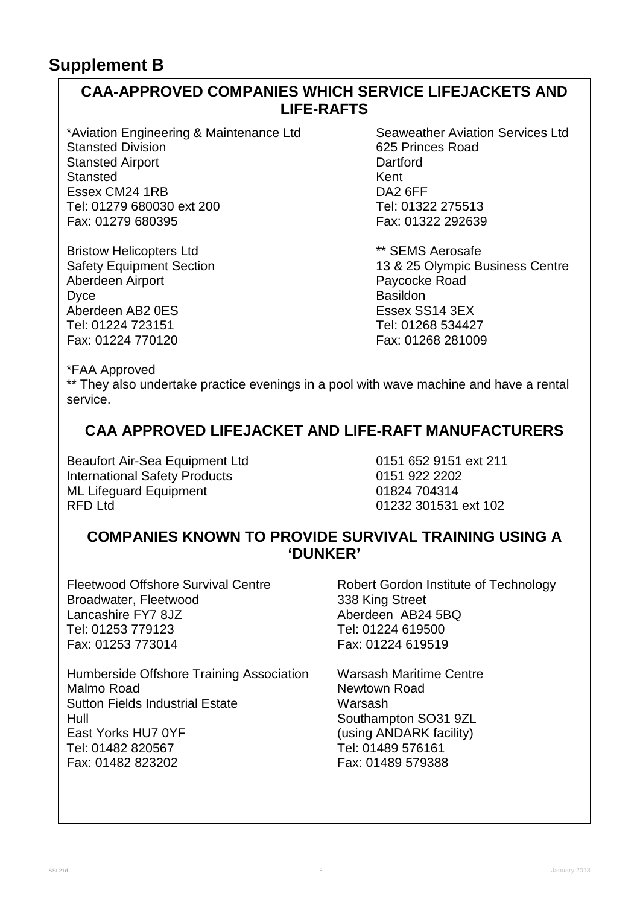# Supplement B

## CAA-APPROVED COMPANIES WHICH SERVICE LIFEJACKETS AND LIFE-RAFTS

*Aviation Engineering & Maintenance Ltd  
Stansted Division  
Stansted Airport  
Stansted  
Essex CM24 1RB  
Tel: 01279 680030 ext 200  
Fax: 01279 680395

Bristow Helicopters Ltd  
Safety Equipment Section  
Aberdeen Airport  
Dyce  
Aberdeen AB2 0ES  
Tel: 01224 723151  
Fax: 01224 770120

Seaweather Aviation Services Ltd  
625 Princes Road  
Dartford  
Kent  
DA2 6FF  
Tel: 01322 275513  
Fax: 01322 292639

** SEMS Aerosafe  
13 & 25 Olympic Business Centre  
Paycocke Road  
Basildon  
Essex SS14 3EX  
Tel: 01268 534427  
Fax: 01268 281009

*FAA Approved  
** They also undertake practice evenings in a pool with wave machine and have a rental service.

## CAA APPROVED LIFEJACKET AND LIFE-RAFT MANUFACTURERS

| | |
|---|---|
| Beaufort Air-Sea Equipment Ltd | 0151 652 9151 ext 211 |
| International Safety Products | 0151 922 2202 |
| ML Lifeguard Equipment | 01824 704314 |
| RFD Ltd | 01232 301531 ext 102 |

## COMPANIES KNOWN TO PROVIDE SURVIVAL TRAINING USING A 'DUNKER'

Fleetwood Offshore Survival Centre  
Broadwater, Fleetwood  
Lancashire FY7 8JZ  
Tel: 01253 779123  
Fax: 01253 773014

Humberside Offshore Training Association  
Malmo Road  
Sutton Fields Industrial Estate  
Hull  
East Yorks HU7 0YF  
Tel: 01482 820567  
Fax: 01482 823202

Robert Gordon Institute of Technology  
338 King Street  
Aberdeen AB24 5BQ  
Tel: 01224 619500  
Fax: 01224 619519

Warsash Maritime Centre  
Newtown Road  
Warsash  
Southampton SO31 9ZL  
(using ANDARK facility)  
Tel: 01489 576161  
Fax: 01489 579388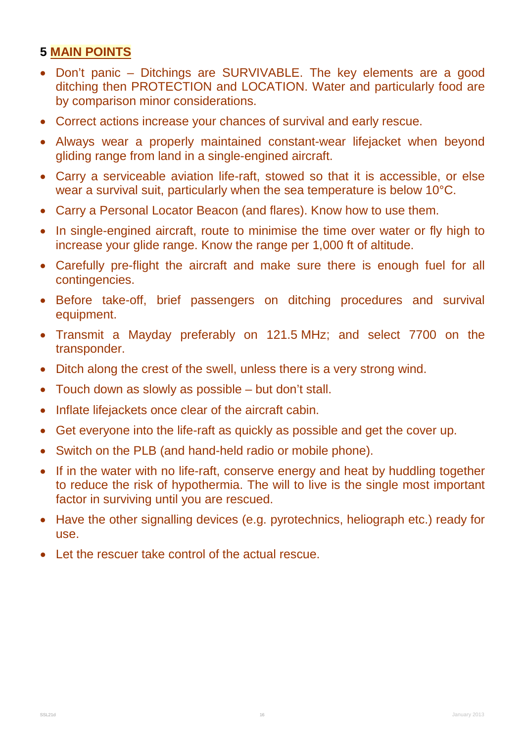## 5 MAIN POINTS

- Don't panic – Ditchings are SURVIVABLE. The key elements are a good ditching then PROTECTION and LOCATION. Water and particularly food are by comparison minor considerations.
- Correct actions increase your chances of survival and early rescue.
- Always wear a properly maintained constant-wear lifejacket when beyond gliding range from land in a single-engined aircraft.
- Carry a serviceable aviation life-raft, stowed so that it is accessible, or else wear a survival suit, particularly when the sea temperature is below 10°C.
- Carry a Personal Locator Beacon (and flares). Know how to use them.
- In single-engined aircraft, route to minimise the time over water or fly high to increase your glide range. Know the range per 1,000 ft of altitude.
- Carefully pre-flight the aircraft and make sure there is enough fuel for all contingencies.
- Before take-off, brief passengers on ditching procedures and survival equipment.
- Transmit a Mayday preferably on 121.5 MHz; and select 7700 on the transponder.
- Ditch along the crest of the swell, unless there is a very strong wind.
- Touch down as slowly as possible – but don't stall.
- Inflate lifejackets once clear of the aircraft cabin.
- Get everyone into the life-raft as quickly as possible and get the cover up.
- Switch on the PLB (and hand-held radio or mobile phone).
- If in the water with no life-raft, conserve energy and heat by huddling together to reduce the risk of hypothermia. The will to live is the single most important factor in surviving until you are rescued.
- Have the other signalling devices (e.g. pyrotechnics, heliograph etc.) ready for use.
- Let the rescuer take control of the actual rescue.